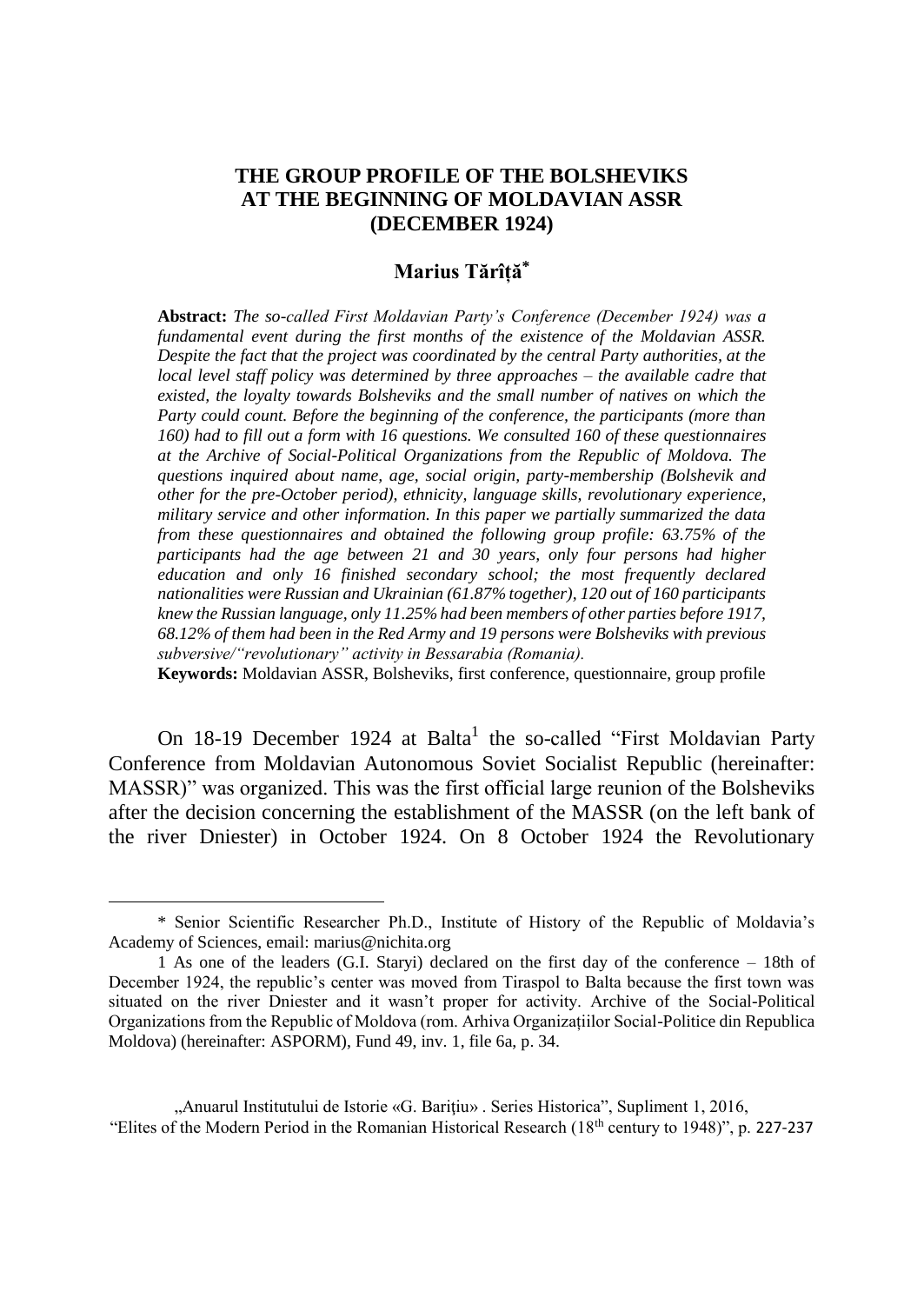# THE GROUP PROFILE OF THE BOLSHEVIKS AT THE BEGINNING OF MOLDAVIAN ASSR (DECEMBER 1924)

**Marius Tărîță***

**Abstract:** *The so-called First Moldavian Party's Conference (December 1924) was a fundamental event during the first months of the existence of the Moldavian ASSR. Despite the fact that the project was coordinated by the central Party authorities, at the local level staff policy was determined by three approaches – the available cadre that existed, the loyalty towards Bolsheviks and the small number of natives on which the Party could count. Before the beginning of the conference, the participants (more than 160) had to fill out a form with 16 questions. We consulted 160 of these questionnaires at the Archive of Social-Political Organizations from the Republic of Moldova. The questions inquired about name, age, social origin, party-membership (Bolshevik and other for the pre-October period), ethnicity, language skills, revolutionary experience, military service and other information. In this paper we partially summarized the data from these questionnaires and obtained the following group profile: 63.75% of the participants had the age between 21 and 30 years, only four persons had higher education and only 16 finished secondary school; the most frequently declared nationalities were Russian and Ukrainian (61.87% together), 120 out of 160 participants knew the Russian language, only 11.25% had been members of other parties before 1917, 68.12% of them had been in the Red Army and 19 persons were Bolsheviks with previous subversive/"revolutionary" activity in Bessarabia (Romania).*

**Keywords:** Moldavian ASSR, Bolsheviks, first conference, questionnaire, group profile

On 18-19 December 1924 at Balta[1] the so-called "First Moldavian Party Conference from Moldavian Autonomous Soviet Socialist Republic (hereinafter: MASSR)" was organized. This was the first official large reunion of the Bolsheviks after the decision concerning the establishment of the MASSR (on the left bank of the river Dniester) in October 1924. On 8 October 1924 the Revolutionary

---

\* Senior Scientific Researcher Ph.D., Institute of History of the Republic of Moldavia's Academy of Sciences, email: marius@nichita.org

1 As one of the leaders (G.I. Staryi) declared on the first day of the conference – 18th of December 1924, the republic's center was moved from Tiraspol to Balta because the first town was situated on the river Dniester and it wasn't proper for activity. Archive of the Social-Political Organizations from the Republic of Moldova (rom. Arhiva Organizațiilor Social-Politice din Republica Moldova) (hereinafter: ASPORM), Fund 49, inv. 1, file 6a, p. 34.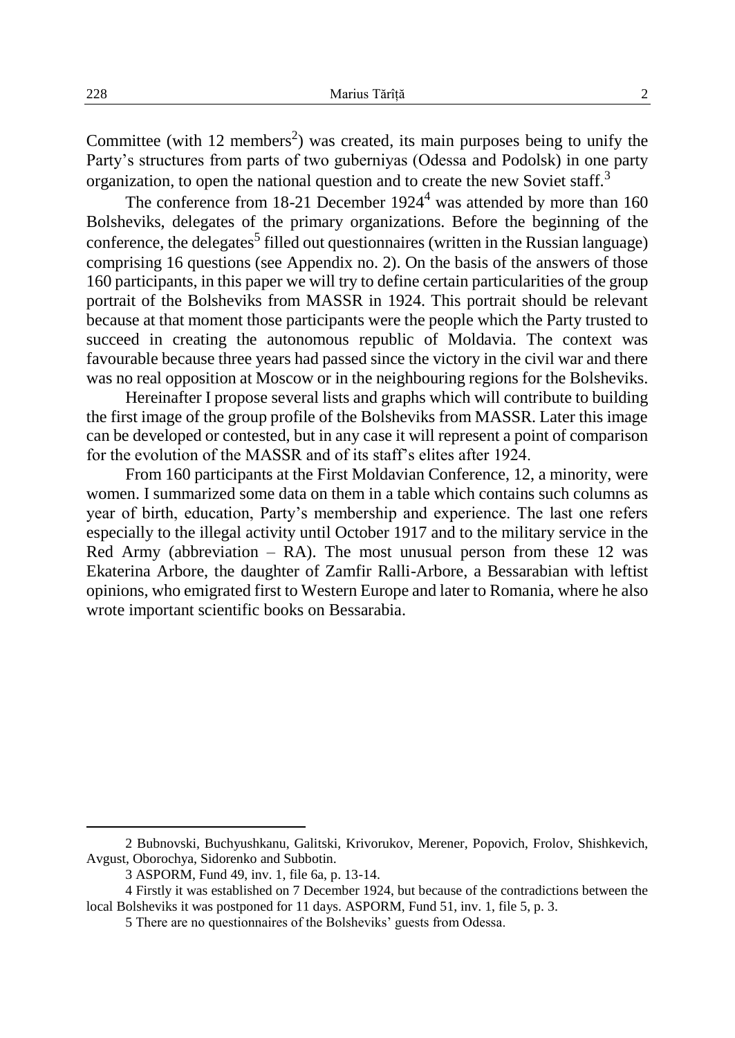Committee (with 12 members[2]) was created, its main purposes being to unify the Party's structures from parts of two guberniyas (Odessa and Podolsk) in one party organization, to open the national question and to create the new Soviet staff.[3]

The conference from 18-21 December 1924[4] was attended by more than 160 Bolsheviks, delegates of the primary organizations. Before the beginning of the conference, the delegates[5] filled out questionnaires (written in the Russian language) comprising 16 questions (see Appendix no. 2). On the basis of the answers of those 160 participants, in this paper we will try to define certain particularities of the group portrait of the Bolsheviks from MASSR in 1924. This portrait should be relevant because at that moment those participants were the people which the Party trusted to succeed in creating the autonomous republic of Moldavia. The context was favourable because three years had passed since the victory in the civil war and there was no real opposition at Moscow or in the neighbouring regions for the Bolsheviks.

Hereinafter I propose several lists and graphs which will contribute to building the first image of the group profile of the Bolsheviks from MASSR. Later this image can be developed or contested, but in any case it will represent a point of comparison for the evolution of the MASSR and of its staff's elites after 1924.

From 160 participants at the First Moldavian Conference, 12, a minority, were women. I summarized some data on them in a table which contains such columns as year of birth, education, Party's membership and experience. The last one refers especially to the illegal activity until October 1917 and to the military service in the Red Army (abbreviation – RA). The most unusual person from these 12 was Ekaterina Arbore, the daughter of Zamfir Ralli-Arbore, a Bessarabian with leftist opinions, who emigrated first to Western Europe and later to Romania, where he also wrote important scientific books on Bessarabia.

---

2 Bubnovski, Buchyushkanu, Galitski, Krivorukov, Merener, Popovich, Frolov, Shishkevich, Avgust, Oborochya, Sidorenko and Subbotin.

3 ASPORM, Fund 49, inv. 1, file 6a, p. 13-14.

4 Firstly it was established on 7 December 1924, but because of the contradictions between the local Bolsheviks it was postponed for 11 days. ASPORM, Fund 51, inv. 1, file 5, p. 3.

5 There are no questionnaires of the Bolsheviks' guests from Odessa.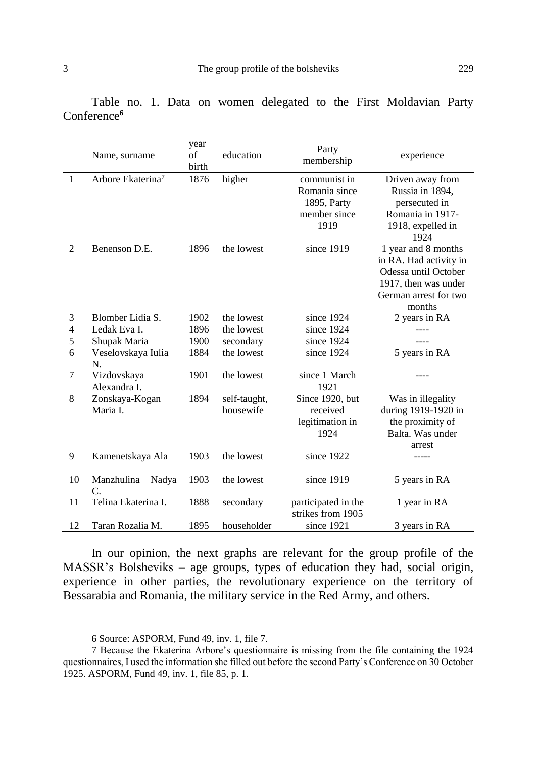Table no. 1. Data on women delegated to the First Moldavian Party Conference[6]

| | Name, surname | year of birth | education | Party membership | experience |
|---|---|---|---|---|---|
| 1 | Arbore Ekaterina[7] | 1876 | higher | communist in Romania since 1895, Party member since 1919 | Driven away from Russia in 1894, persecuted in Romania in 1917-1918, expelled in 1924 |
| 2 | Benenson D.E. | 1896 | the lowest | since 1919 | 1 year and 8 months in RA. Had activity in Odessa until October 1917, then was under German arrest for two months |
| 3 | Blomber Lidia S. | 1902 | the lowest | since 1924 | 2 years in RA |
| 4 | Ledak Eva I. | 1896 | the lowest | since 1924 | ---- |
| 5 | Shupak Maria | 1900 | secondary | since 1924 | ---- |
| 6 | Veselovskaya Iulia N. | 1884 | the lowest | since 1924 | 5 years in RA |
| 7 | Vizdovskaya Alexandra I. | 1901 | the lowest | since 1 March 1921 | ---- |
| 8 | Zonskaya-Kogan Maria I. | 1894 | self-taught, housewife | Since 1920, but received legitimation in 1924 | Was in illegality during 1919-1920 in the proximity of Balta. Was under arrest |
| 9 | Kamenetskaya Ala | 1903 | the lowest | since 1922 | ----- |
| 10 | Manzhulina Nadya C. | 1903 | the lowest | since 1919 | 5 years in RA |
| 11 | Telina Ekaterina I. | 1888 | secondary | participated in the strikes from 1905 | 1 year in RA |
| 12 | Taran Rozalia M. | 1895 | householder | since 1921 | 3 years in RA |

In our opinion, the next graphs are relevant for the group profile of the MASSR's Bolsheviks – age groups, types of education they had, social origin, experience in other parties, the revolutionary experience on the territory of Bessarabia and Romania, the military service in the Red Army, and others.

---

6 Source: ASPORM, Fund 49, inv. 1, file 7.

7 Because the Ekaterina Arbore's questionnaire is missing from the file containing the 1924 questionnaires, I used the information she filled out before the second Party's Conference on 30 October 1925. ASPORM, Fund 49, inv. 1, file 85, p. 1.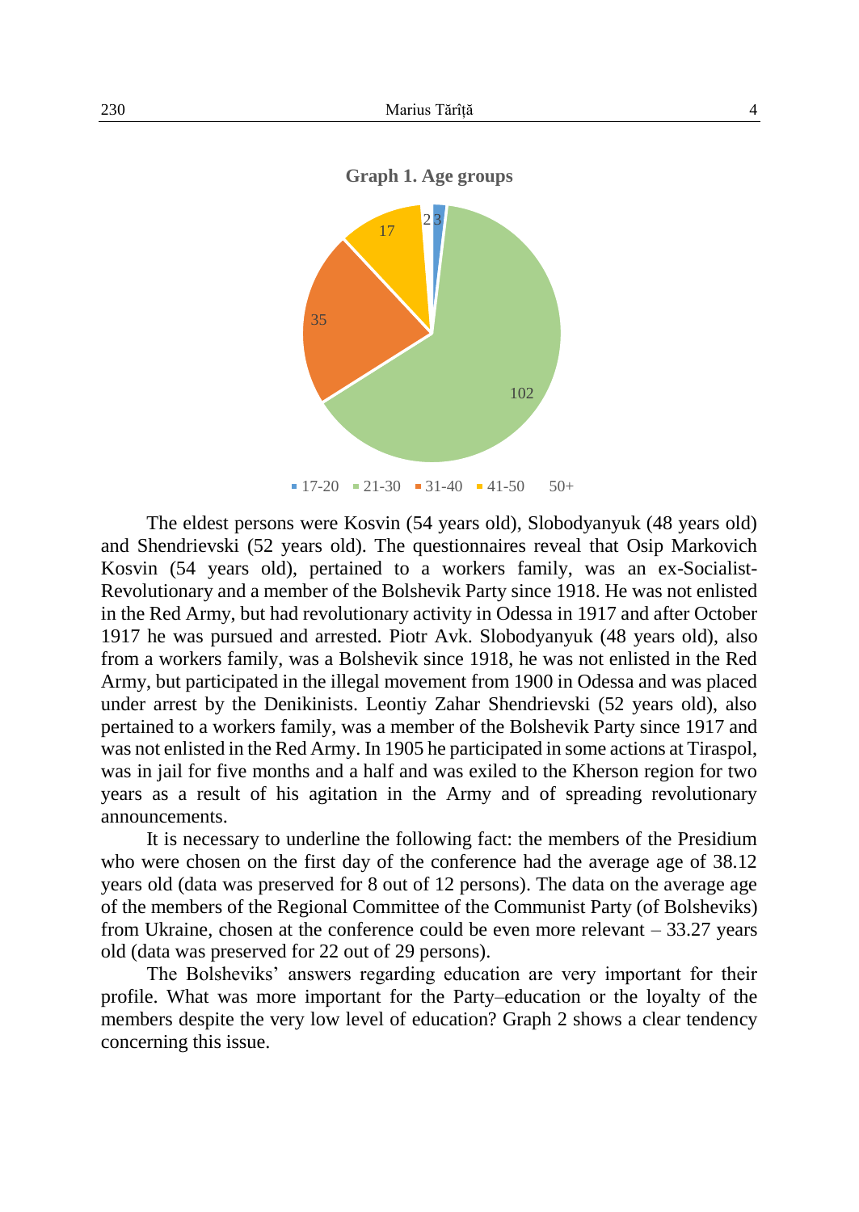**Graph 1. Age groups**

| Age group | Number |
|---|---|
| 17-20 | 3 |
| 21-30 | 102 |
| 31-40 | 35 |
| 41-50 | 17 |
| 50+ | 2 |

The eldest persons were Kosvin (54 years old), Slobodyanyuk (48 years old) and Shendrievski (52 years old). The questionnaires reveal that Osip Markovich Kosvin (54 years old), pertained to a workers family, was an ex-Socialist-Revolutionary and a member of the Bolshevik Party since 1918. He was not enlisted in the Red Army, but had revolutionary activity in Odessa in 1917 and after October 1917 he was pursued and arrested. Piotr Avk. Slobodyanyuk (48 years old), also from a workers family, was a Bolshevik since 1918, he was not enlisted in the Red Army, but participated in the illegal movement from 1900 in Odessa and was placed under arrest by the Denikinists. Leontiy Zahar Shendrievski (52 years old), also pertained to a workers family, was a member of the Bolshevik Party since 1917 and was not enlisted in the Red Army. In 1905 he participated in some actions at Tiraspol, was in jail for five months and a half and was exiled to the Kherson region for two years as a result of his agitation in the Army and of spreading revolutionary announcements.

It is necessary to underline the following fact: the members of the Presidium who were chosen on the first day of the conference had the average age of 38.12 years old (data was preserved for 8 out of 12 persons). The data on the average age of the members of the Regional Committee of the Communist Party (of Bolsheviks) from Ukraine, chosen at the conference could be even more relevant – 33.27 years old (data was preserved for 22 out of 29 persons).

The Bolsheviks' answers regarding education are very important for their profile. What was more important for the Party–education or the loyalty of the members despite the very low level of education? Graph 2 shows a clear tendency concerning this issue.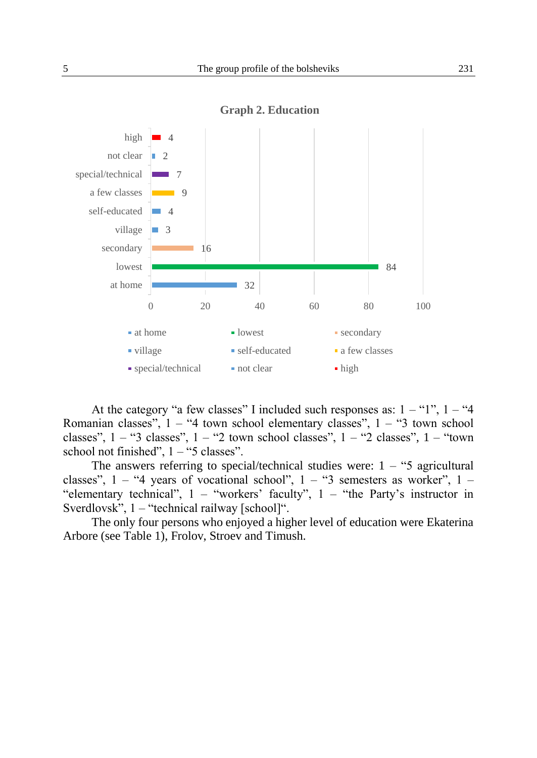**Graph 2. Education**

| Category | Value |
|---|---|
| high | 4 |
| not clear | 2 |
| special/technical | 7 |
| a few classes | 9 |
| self-educated | 4 |
| village | 3 |
| secondary | 16 |
| lowest | 84 |
| at home | 32 |

At the category “a few classes” I included such responses as: 1 – “1”, 1 – “4 Romanian classes”, 1 – “4 town school elementary classes”, 1 – “3 town school classes”, 1 – “3 classes”, 1 – “2 town school classes”, 1 – “2 classes”, 1 – “town school not finished”, 1 – “5 classes”.

The answers referring to special/technical studies were: 1 – “5 agricultural classes”, 1 – “4 years of vocational school”, 1 – “3 semesters as worker”, 1 – “elementary technical”, 1 – “workers’ faculty”, 1 – “the Party’s instructor in Sverdlovsk”, 1 – “technical railway [school]“.

The only four persons who enjoyed a higher level of education were Ekaterina Arbore (see Table 1), Frolov, Stroev and Timush.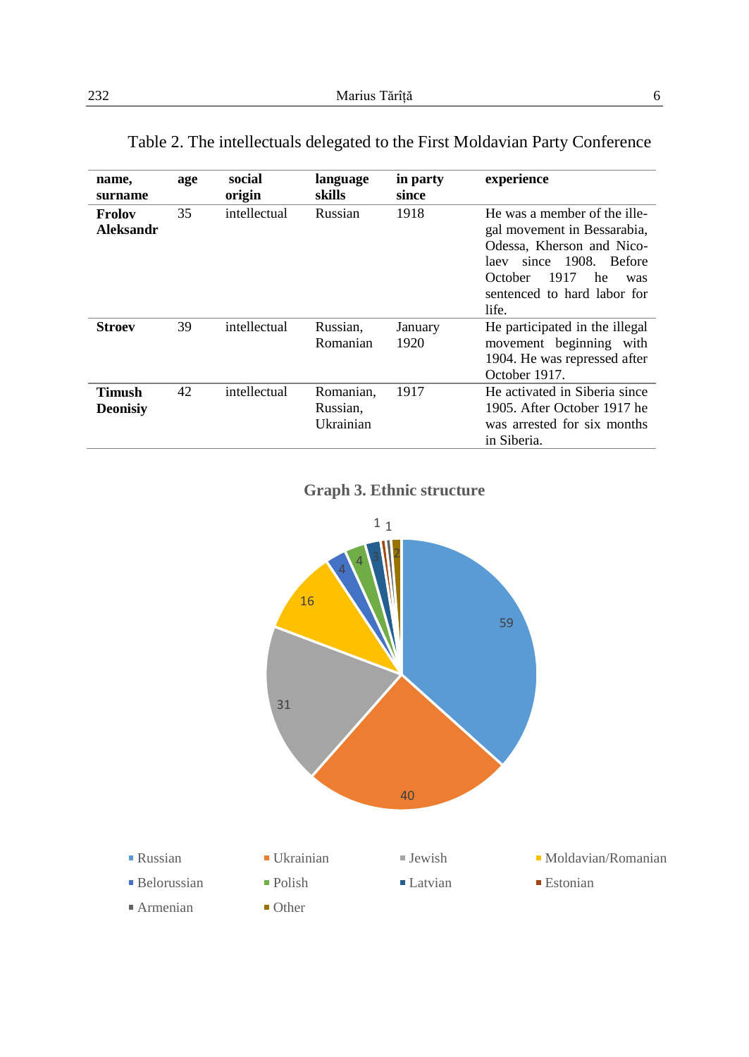Table 2. The intellectuals delegated to the First Moldavian Party Conference

| name, surname | age | social origin | language skills | in party since | experience |
|---|---|---|---|---|---|
| **Frolov Aleksandr** | 35 | intellectual | Russian | 1918 | He was a member of the illegal movement in Bessarabia, Odessa, Kherson and Nicolaev since 1908. Before October 1917 he was sentenced to hard labor for life. |
| **Stroev** | 39 | intellectual | Russian, Romanian | January 1920 | He participated in the illegal movement beginning with 1904. He was repressed after October 1917. |
| **Timush Deonisiy** | 42 | intellectual | Romanian, Russian, Ukrainian | 1917 | He activated in Siberia since 1905. After October 1917 he was arrested for six months in Siberia. |

**Graph 3. Ethnic structure**

| Ethnic group | Number |
|---|---|
| Russian | 59 |
| Ukrainian | 40 |
| Jewish | 31 |
| Moldavian/Romanian | 16 |
| Belorussian | 4 |
| Polish | 4 |
| Latvian | 3 |
| Estonian | 1 |
| Armenian | 1 |
| Other | 2 |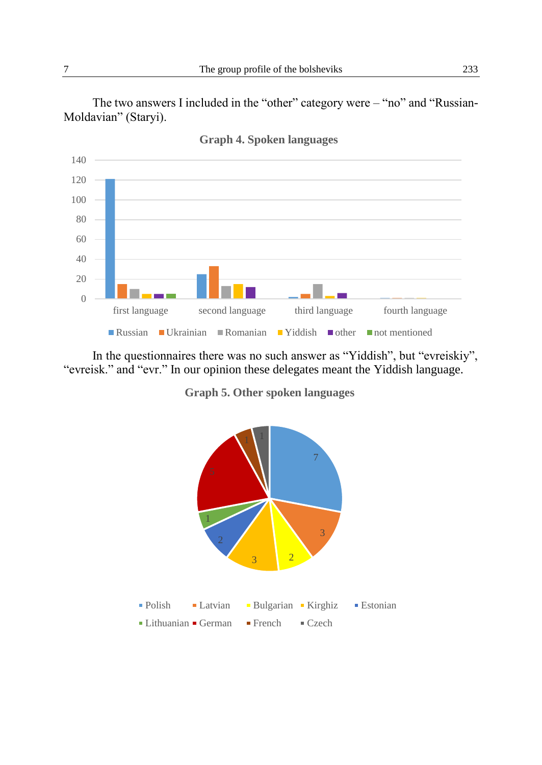The two answers I included in the “other” category were – “no” and “Russian-Moldavian” (Staryi).

**Graph 4. Spoken languages**

In the questionnaires there was no such answer as “Yiddish”, but “evreiskiy”, “evreisk.” and “evr.” In our opinion these delegates meant the Yiddish language.

**Graph 5. Other spoken languages**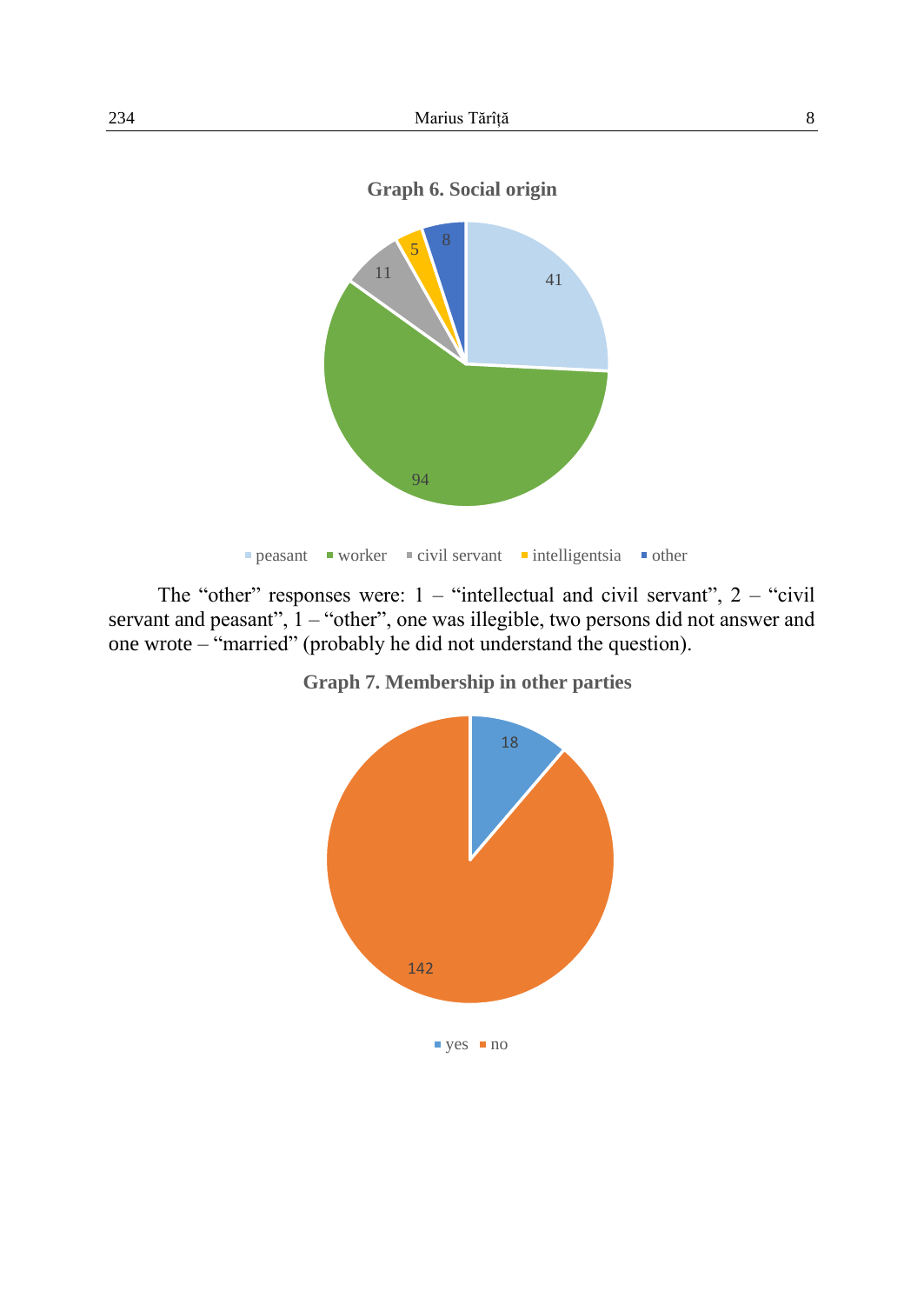**Graph 6. Social origin**

| Social origin | Number |
| --- | --- |
| peasant | 41 |
| worker | 94 |
| civil servant | 11 |
| intelligentsia | 5 |
| other | 8 |

The “other” responses were: 1 – “intellectual and civil servant”, 2 – “civil servant and peasant”, 1 – “other”, one was illegible, two persons did not answer and one wrote – “married” (probably he did not understand the question).

**Graph 7. Membership in other parties**

| Membership | Number |
| --- | --- |
| yes | 18 |
| no | 142 |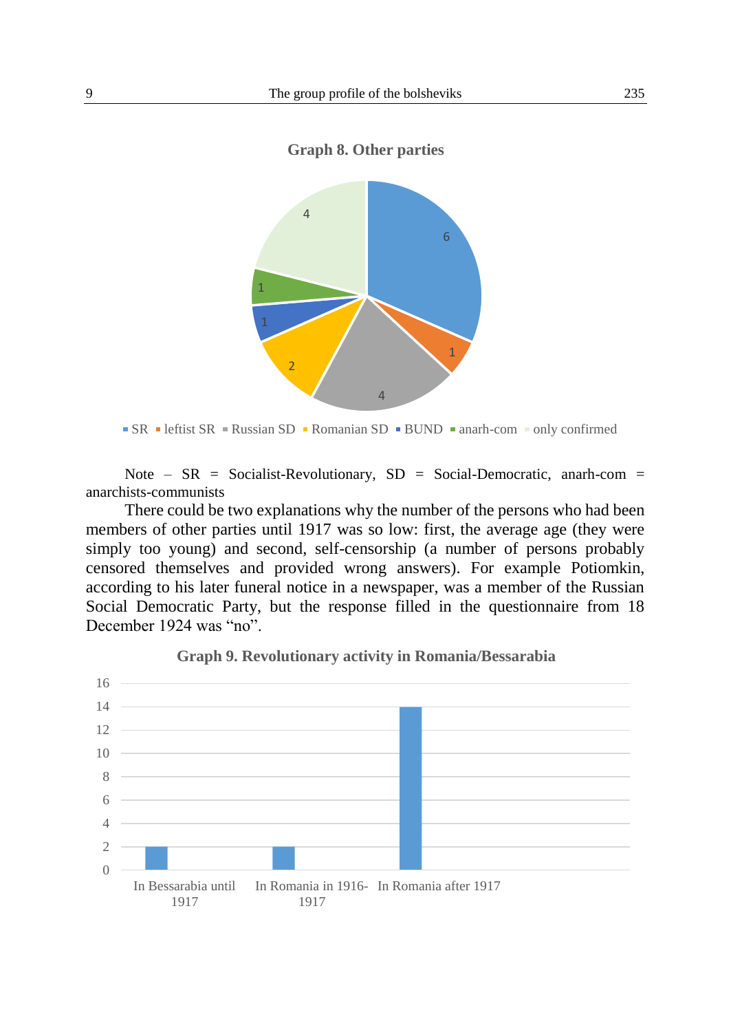**Graph 8. Other parties**

| Party | Number |
|---|---|
| SR | 6 |
| leftist SR | 1 |
| Russian SD | 4 |
| Romanian SD | 2 |
| BUND | 1 |
| anarh-com | 1 |
| only confirmed | 4 |

Note – SR = Socialist-Revolutionary, SD = Social-Democratic, anarh-com = anarchists-communists

There could be two explanations why the number of the persons who had been members of other parties until 1917 was so low: first, the average age (they were simply too young) and second, self-censorship (a number of persons probably censored themselves and provided wrong answers). For example Potiomkin, according to his later funeral notice in a newspaper, was a member of the Russian Social Democratic Party, but the response filled in the questionnaire from 18 December 1924 was "no".

**Graph 9. Revolutionary activity in Romania/Bessarabia**

| Category | Number |
|---|---|
| In Bessarabia until 1917 | 2 |
| In Romania in 1916-1917 | 2 |
| In Romania after 1917 | 14 |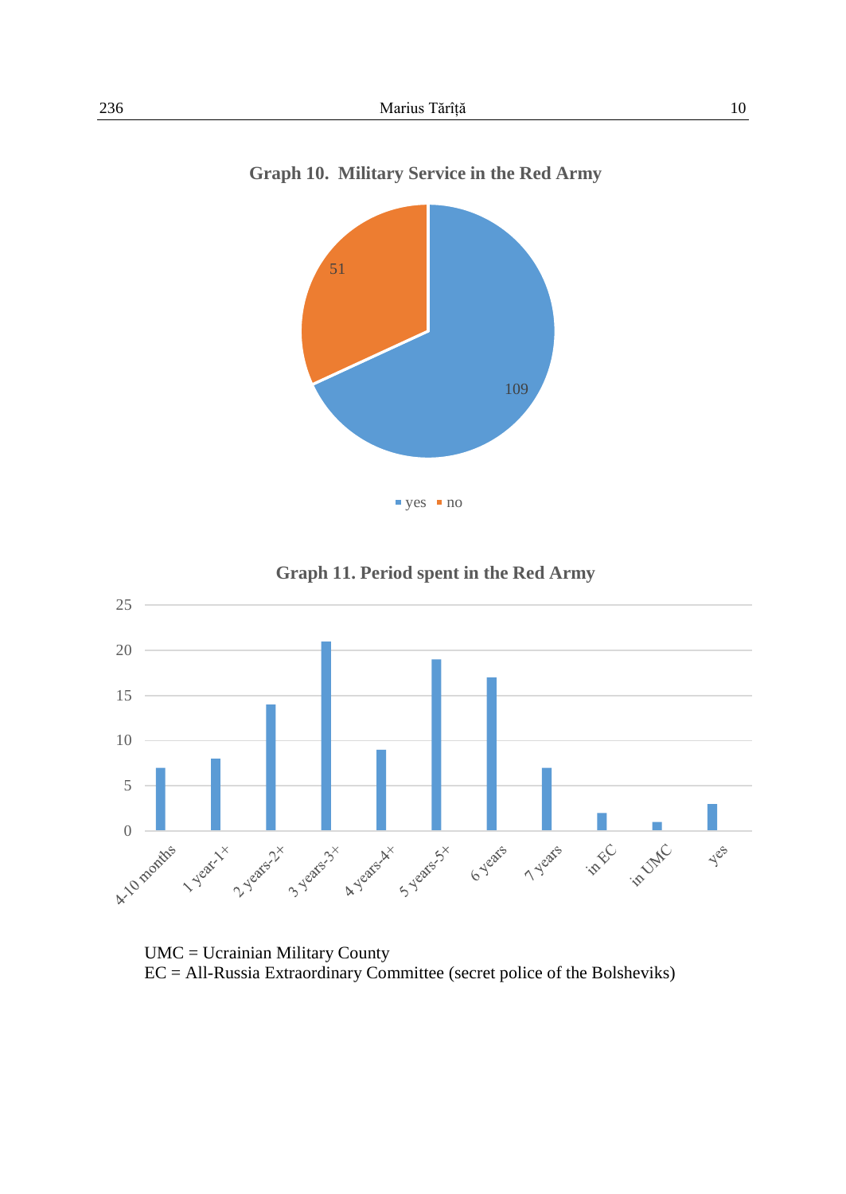**Graph 10. Military Service in the Red Army**

| | Count |
|---|---|
| yes | 109 |
| no | 51 |

**Graph 11. Period spent in the Red Army**

| Period | Count |
|---|---|
| 4-10 months | 7 |
| 1 year-1+ | 8 |
| 2 years-2+ | 14 |
| 3 years-3+ | 21 |
| 4 years-4+ | 9 |
| 5 years-5+ | 19 |
| 6 years | 17 |
| 7 years | 7 |
| in EC | 2 |
| in UMC | 1 |
| yes | 3 |

UMC = Ucrainian Military County
EC = All-Russia Extraordinary Committee (secret police of the Bolsheviks)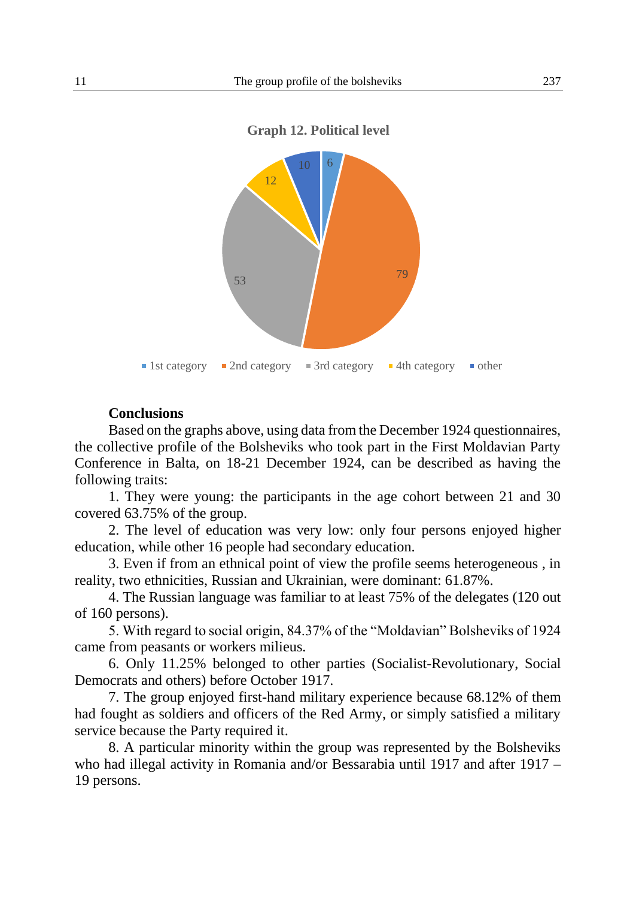**Graph 12. Political level**

6

79

53

12

10

1st category 2nd category 3rd category 4th category other

**Conclusions**

Based on the graphs above, using data from the December 1924 questionnaires, the collective profile of the Bolsheviks who took part in the First Moldavian Party Conference in Balta, on 18-21 December 1924, can be described as having the following traits:

1. They were young: the participants in the age cohort between 21 and 30 covered 63.75% of the group.

2. The level of education was very low: only four persons enjoyed higher education, while other 16 people had secondary education.

3. Even if from an ethnical point of view the profile seems heterogeneous , in reality, two ethnicities, Russian and Ukrainian, were dominant: 61.87%.

4. The Russian language was familiar to at least 75% of the delegates (120 out of 160 persons).

5. With regard to social origin, 84.37% of the "Moldavian" Bolsheviks of 1924 came from peasants or workers milieus.

6. Only 11.25% belonged to other parties (Socialist-Revolutionary, Social Democrats and others) before October 1917.

7. The group enjoyed first-hand military experience because 68.12% of them had fought as soldiers and officers of the Red Army, or simply satisfied a military service because the Party required it.

8. A particular minority within the group was represented by the Bolsheviks who had illegal activity in Romania and/or Bessarabia until 1917 and after 1917 – 19 persons.